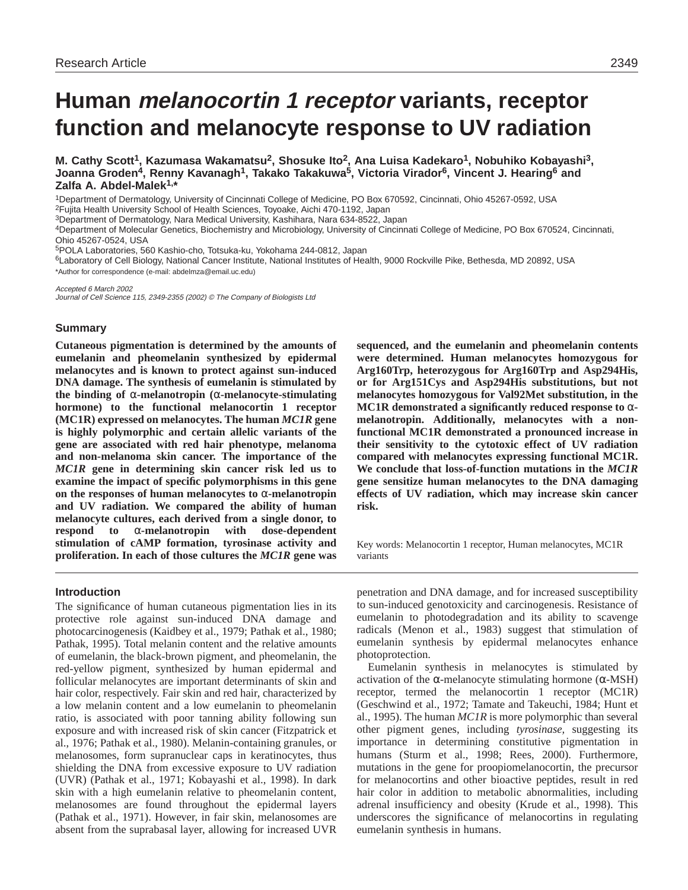# Human *melanocortin 1 receptor* variants, receptor function and melanocyte response to UV radiation

**M. Cathy Scott[1], Kazumasa Wakamatsu[2], Shosuke Ito[2], Ana Luisa Kadekaro[1], Nobuhiko Kobayashi[3], Joanna Groden[4], Renny Kavanagh[1], Takako Takakuwa[5], Victoria Virador[6], Vincent J. Hearing[6] and Zalfa A. Abdel-Malek[1,*]**

[1]Department of Dermatology, University of Cincinnati College of Medicine, PO Box 670592, Cincinnati, Ohio 45267-0592, USA
[2]Fujita Health University School of Health Sciences, Toyoake, Aichi 470-1192, Japan
[3]Department of Dermatology, Nara Medical University, Kashihara, Nara 634-8522, Japan
[4]Department of Molecular Genetics, Biochemistry and Microbiology, University of Cincinnati College of Medicine, PO Box 670524, Cincinnati, Ohio 45267-0524, USA
[5]POLA Laboratories, 560 Kashio-cho, Totsuka-ku, Yokohama 244-0812, Japan
[6]Laboratory of Cell Biology, National Cancer Institute, National Institutes of Health, 9000 Rockville Pike, Bethesda, MD 20892, USA
*Author for correspondence (e-mail: abdelmza@email.uc.edu)

*Accepted 6 March 2002*
*Journal of Cell Science 115, 2349-2355 (2002) © The Company of Biologists Ltd*

## Summary

**Cutaneous pigmentation is determined by the amounts of eumelanin and pheomelanin synthesized by epidermal melanocytes and is known to protect against sun-induced DNA damage. The synthesis of eumelanin is stimulated by the binding of α-melanotropin (α-melanocyte-stimulating hormone) to the functional melanocortin 1 receptor (MC1R) expressed on melanocytes. The human *MC1R* gene is highly polymorphic and certain allelic variants of the gene are associated with red hair phenotype, melanoma and non-melanoma skin cancer. The importance of the *MC1R* gene in determining skin cancer risk led us to examine the impact of specific polymorphisms in this gene on the responses of human melanocytes to α-melanotropin and UV radiation. We compared the ability of human melanocyte cultures, each derived from a single donor, to respond to α-melanotropin with dose-dependent stimulation of cAMP formation, tyrosinase activity and proliferation. In each of those cultures the *MC1R* gene was sequenced, and the eumelanin and pheomelanin contents were determined. Human melanocytes homozygous for Arg160Trp, heterozygous for Arg160Trp and Asp294His, or for Arg151Cys and Asp294His substitutions, but not melanocytes homozygous for Val92Met substitution, in the MC1R demonstrated a significantly reduced response to α-melanotropin. Additionally, melanocytes with a non-functional MC1R demonstrated a pronounced increase in their sensitivity to the cytotoxic effect of UV radiation compared with melanocytes expressing functional MC1R. We conclude that loss-of-function mutations in the *MC1R* gene sensitize human melanocytes to the DNA damaging effects of UV radiation, which may increase skin cancer risk.**

Key words: Melanocortin 1 receptor, Human melanocytes, MC1R variants

## Introduction

The significance of human cutaneous pigmentation lies in its protective role against sun-induced DNA damage and photocarcinogenesis (Kaidbey et al., 1979; Pathak et al., 1980; Pathak, 1995). Total melanin content and the relative amounts of eumelanin, the black-brown pigment, and pheomelanin, the red-yellow pigment, synthesized by human epidermal and follicular melanocytes are important determinants of skin and hair color, respectively. Fair skin and red hair, characterized by a low melanin content and a low eumelanin to pheomelanin ratio, is associated with poor tanning ability following sun exposure and with increased risk of skin cancer (Fitzpatrick et al., 1976; Pathak et al., 1980). Melanin-containing granules, or melanosomes, form supranuclear caps in keratinocytes, thus shielding the DNA from excessive exposure to UV radiation (UVR) (Pathak et al., 1971; Kobayashi et al., 1998). In dark skin with a high eumelanin relative to pheomelanin content, melanosomes are found throughout the epidermal layers (Pathak et al., 1971). However, in fair skin, melanosomes are absent from the suprabasal layer, allowing for increased UVR penetration and DNA damage, and for increased susceptibility to sun-induced genotoxicity and carcinogenesis. Resistance of eumelanin to photodegradation and its ability to scavenge radicals (Menon et al., 1983) suggest that stimulation of eumelanin synthesis by epidermal melanocytes enhance photoprotection.

Eumelanin synthesis in melanocytes is stimulated by activation of the α-melanocyte stimulating hormone (α-MSH) receptor, termed the melanocortin 1 receptor (MC1R) (Geschwind et al., 1972; Tamate and Takeuchi, 1984; Hunt et al., 1995). The human *MC1R* is more polymorphic than several other pigment genes, including *tyrosinase*, suggesting its importance in determining constitutive pigmentation in humans (Sturm et al., 1998; Rees, 2000). Furthermore, mutations in the gene for proopiomelanocortin, the precursor for melanocortins and other bioactive peptides, result in red hair color in addition to metabolic abnormalities, including adrenal insufficiency and obesity (Krude et al., 1998). This underscores the significance of melanocortins in regulating eumelanin synthesis in humans.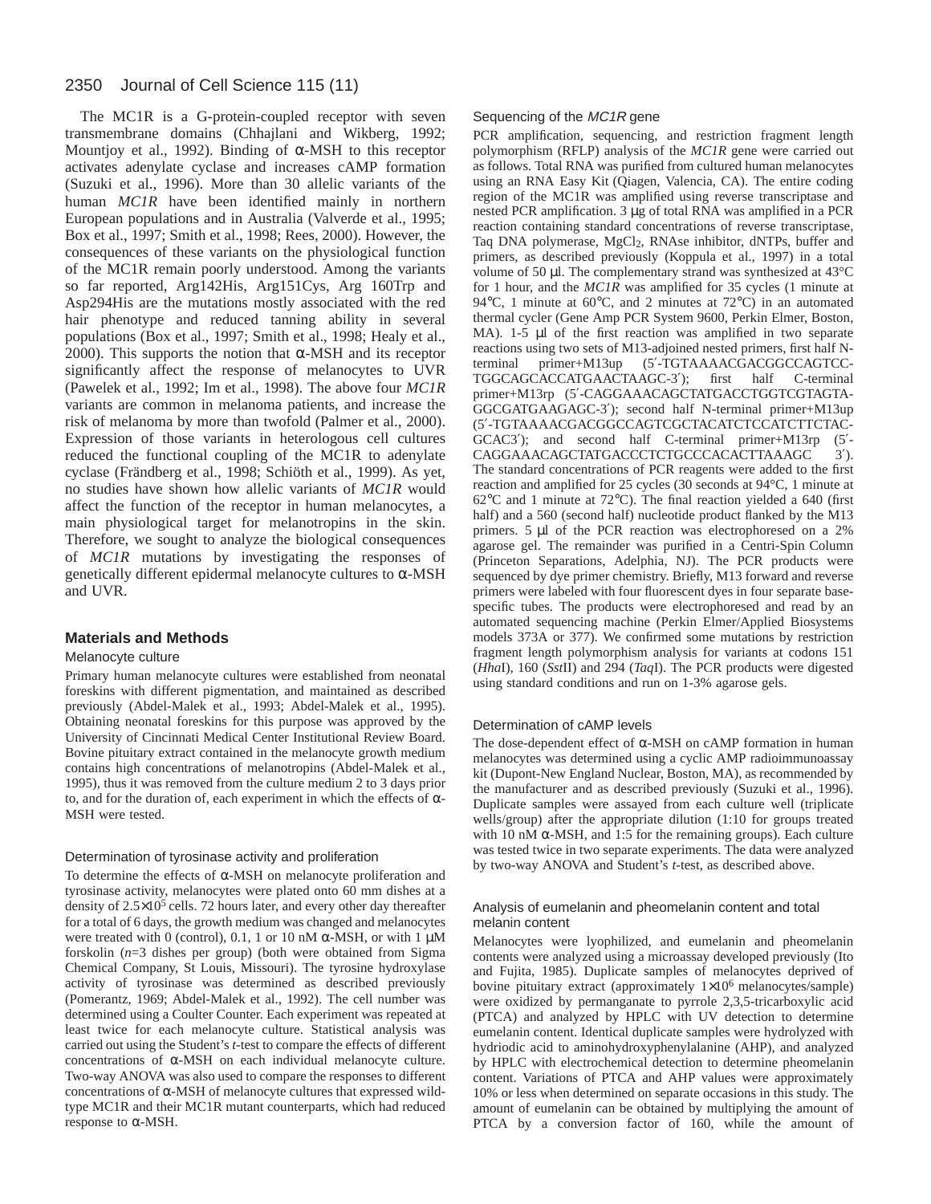The MC1R is a G-protein-coupled receptor with seven transmembrane domains (Chhajlani and Wikberg, 1992; Mountjoy et al., 1992). Binding of α-MSH to this receptor activates adenylate cyclase and increases cAMP formation (Suzuki et al., 1996). More than 30 allelic variants of the human *MC1R* have been identified mainly in northern European populations and in Australia (Valverde et al., 1995; Box et al., 1997; Smith et al., 1998; Rees, 2000). However, the consequences of these variants on the physiological function of the MC1R remain poorly understood. Among the variants so far reported, Arg142His, Arg151Cys, Arg 160Trp and Asp294His are the mutations mostly associated with the red hair phenotype and reduced tanning ability in several populations (Box et al., 1997; Smith et al., 1998; Healy et al., 2000). This supports the notion that α-MSH and its receptor significantly affect the response of melanocytes to UVR (Pawelek et al., 1992; Im et al., 1998). The above four *MC1R* variants are common in melanoma patients, and increase the risk of melanoma by more than twofold (Palmer et al., 2000). Expression of those variants in heterologous cell cultures reduced the functional coupling of the MC1R to adenylate cyclase (Frändberg et al., 1998; Schiöth et al., 1999). As yet, no studies have shown how allelic variants of *MC1R* would affect the function of the receptor in human melanocytes, a main physiological target for melanotropins in the skin. Therefore, we sought to analyze the biological consequences of *MC1R* mutations by investigating the responses of genetically different epidermal melanocyte cultures to α-MSH and UVR.

## Materials and Methods

### Melanocyte culture

Primary human melanocyte cultures were established from neonatal foreskins with different pigmentation, and maintained as described previously (Abdel-Malek et al., 1993; Abdel-Malek et al., 1995). Obtaining neonatal foreskins for this purpose was approved by the University of Cincinnati Medical Center Institutional Review Board. Bovine pituitary extract contained in the melanocyte growth medium contains high concentrations of melanotropins (Abdel-Malek et al., 1995), thus it was removed from the culture medium 2 to 3 days prior to, and for the duration of, each experiment in which the effects of α-MSH were tested.

### Determination of tyrosinase activity and proliferation

To determine the effects of α-MSH on melanocyte proliferation and tyrosinase activity, melanocytes were plated onto 60 mm dishes at a density of $2.5\times10^5$ cells. 72 hours later, and every other day thereafter for a total of 6 days, the growth medium was changed and melanocytes were treated with 0 (control), 0.1, 1 or 10 nM α-MSH, or with 1 μM forskolin ($n$=3 dishes per group) (both were obtained from Sigma Chemical Company, St Louis, Missouri). The tyrosine hydroxylase activity of tyrosinase was determined as described previously (Pomerantz, 1969; Abdel-Malek et al., 1992). The cell number was determined using a Coulter Counter. Each experiment was repeated at least twice for each melanocyte culture. Statistical analysis was carried out using the Student's *t*-test to compare the effects of different concentrations of α-MSH on each individual melanocyte culture. Two-way ANOVA was also used to compare the responses to different concentrations of α-MSH of melanocyte cultures that expressed wild-type MC1R and their MC1R mutant counterparts, which had reduced response to α-MSH.

### Sequencing of the *MC1R* gene

PCR amplification, sequencing, and restriction fragment length polymorphism (RFLP) analysis of the *MC1R* gene were carried out as follows. Total RNA was purified from cultured human melanocytes using an RNA Easy Kit (Qiagen, Valencia, CA). The entire coding region of the MC1R was amplified using reverse transcriptase and nested PCR amplification. 3 μg of total RNA was amplified in a PCR reaction containing standard concentrations of reverse transcriptase, Taq DNA polymerase, $MgCl_2$, RNAse inhibitor, dNTPs, buffer and primers, as described previously (Koppula et al., 1997) in a total volume of 50 μl. The complementary strand was synthesized at 43°C for 1 hour, and the *MC1R* was amplified for 35 cycles (1 minute at 94°C, 1 minute at 60°C, and 2 minutes at 72°C) in an automated thermal cycler (Gene Amp PCR System 9600, Perkin Elmer, Boston, MA). 1-5 μl of the first reaction was amplified in two separate reactions using two sets of M13-adjoined nested primers, first half N-terminal primer+M13up (5′-TGTAAAACGACGGCCAGTCC-TGGCAGCACCATGAACTAAGC-3′); first half C-terminal primer+M13rp (5′-CAGGAAACAGCTATGACCTGGTCGTAGTA-GGCGATGAAGAGC-3′); second half N-terminal primer+M13up (5′-TGTAAAACGACGGCCAGTCGCTACATCTCCATCTTCTAC-GCAC3′); and second half C-terminal primer+M13rp (5′-CAGGAAACAGCTATGACCCTCTGCCCACACTTAAAGC 3′). The standard concentrations of PCR reagents were added to the first reaction and amplified for 25 cycles (30 seconds at 94°C, 1 minute at 62°C and 1 minute at 72°C). The final reaction yielded a 640 (first half) and a 560 (second half) nucleotide product flanked by the M13 primers. 5 μl of the PCR reaction was electrophoresed on a 2% agarose gel. The remainder was purified in a Centri-Spin Column (Princeton Separations, Adelphia, NJ). The PCR products were sequenced by dye primer chemistry. Briefly, M13 forward and reverse primers were labeled with four fluorescent dyes in four separate base-specific tubes. The products were electrophoresed and read by an automated sequencing machine (Perkin Elmer/Applied Biosystems models 373A or 377). We confirmed some mutations by restriction fragment length polymorphism analysis for variants at codons 151 (*Hha*I), 160 (*Sst*II) and 294 (*Taq*I). The PCR products were digested using standard conditions and run on 1-3% agarose gels.

### Determination of cAMP levels

The dose-dependent effect of α-MSH on cAMP formation in human melanocytes was determined using a cyclic AMP radioimmunoassay kit (Dupont-New England Nuclear, Boston, MA), as recommended by the manufacturer and as described previously (Suzuki et al., 1996). Duplicate samples were assayed from each culture well (triplicate wells/group) after the appropriate dilution (1:10 for groups treated with 10 nM α-MSH, and 1:5 for the remaining groups). Each culture was tested twice in two separate experiments. The data were analyzed by two-way ANOVA and Student's *t*-test, as described above.

### Analysis of eumelanin and pheomelanin content and total melanin content

Melanocytes were lyophilized, and eumelanin and pheomelanin contents were analyzed using a microassay developed previously (Ito and Fujita, 1985). Duplicate samples of melanocytes deprived of bovine pituitary extract (approximately $1\times10^6$ melanocytes/sample) were oxidized by permanganate to pyrrole 2,3,5-tricarboxylic acid (PTCA) and analyzed by HPLC with UV detection to determine eumelanin content. Identical duplicate samples were hydrolyzed with hydriodic acid to aminohydroxyphenylalanine (AHP), and analyzed by HPLC with electrochemical detection to determine pheomelanin content. Variations of PTCA and AHP values were approximately 10% or less when determined on separate occasions in this study. The amount of eumelanin can be obtained by multiplying the amount of PTCA by a conversion factor of 160, while the amount of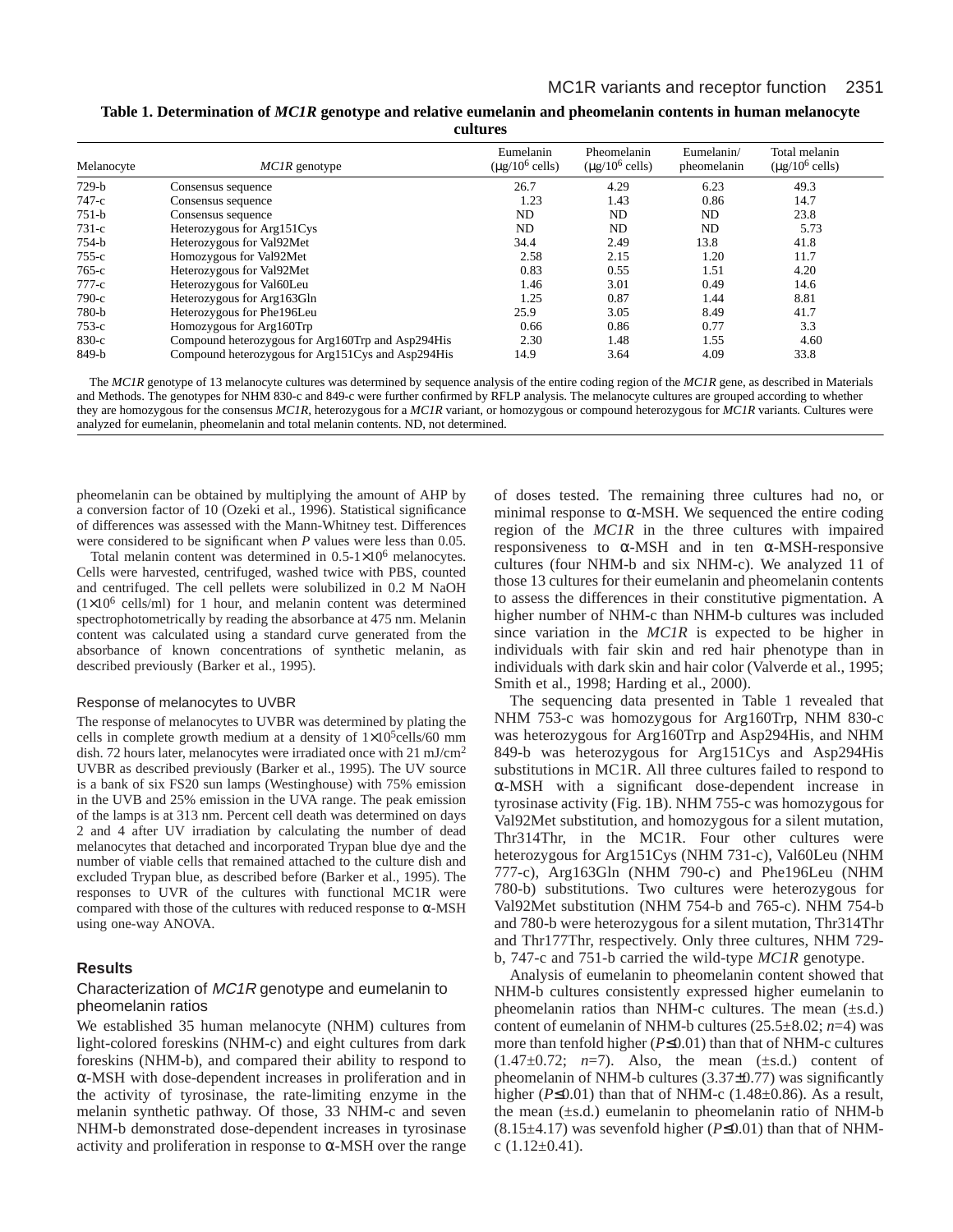**Table 1. Determination of *MC1R* genotype and relative eumelanin and pheomelanin contents in human melanocyte cultures**

| Melanocyte | *MC1R* genotype | Eumelanin ($\mu$g/$10^6$ cells) | Pheomelanin ($\mu$g/$10^6$ cells) | Eumelanin/ pheomelanin | Total melanin ($\mu$g/$10^6$ cells) |
|---|---|---|---|---|---|
| 729-b | Consensus sequence | 26.7 | 4.29 | 6.23 | 49.3 |
| 747-c | Consensus sequence | 1.23 | 1.43 | 0.86 | 14.7 |
| 751-b | Consensus sequence | ND | ND | ND | 23.8 |
| 731-c | Heterozygous for Arg151Cys | ND | ND | ND | 5.73 |
| 754-b | Heterozygous for Val92Met | 34.4 | 2.49 | 13.8 | 41.8 |
| 755-c | Homozygous for Val92Met | 2.58 | 2.15 | 1.20 | 11.7 |
| 765-c | Heterozygous for Val92Met | 0.83 | 0.55 | 1.51 | 4.20 |
| 777-c | Heterozygous for Val60Leu | 1.46 | 3.01 | 0.49 | 14.6 |
| 790-c | Heterozygous for Arg163Gln | 1.25 | 0.87 | 1.44 | 8.81 |
| 780-b | Heterozygous for Phe196Leu | 25.9 | 3.05 | 8.49 | 41.7 |
| 753-c | Homozygous for Arg160Trp | 0.66 | 0.86 | 0.77 | 3.3 |
| 830-c | Compound heterozygous for Arg160Trp and Asp294His | 2.30 | 1.48 | 1.55 | 4.60 |
| 849-b | Compound heterozygous for Arg151Cys and Asp294His | 14.9 | 3.64 | 4.09 | 33.8 |

The *MC1R* genotype of 13 melanocyte cultures was determined by sequence analysis of the entire coding region of the *MC1R* gene, as described in Materials and Methods. The genotypes for NHM 830-c and 849-c were further confirmed by RFLP analysis. The melanocyte cultures are grouped according to whether they are homozygous for the consensus *MC1R*, heterozygous for a *MC1R* variant, or homozygous or compound heterozygous for *MC1R* variants. Cultures were analyzed for eumelanin, pheomelanin and total melanin contents. ND, not determined.

pheomelanin can be obtained by multiplying the amount of AHP by a conversion factor of 10 (Ozeki et al., 1996). Statistical significance of differences was assessed with the Mann-Whitney test. Differences were considered to be significant when *P* values were less than 0.05.

Total melanin content was determined in 0.5-1×$10^6$ melanocytes. Cells were harvested, centrifuged, washed twice with PBS, counted and centrifuged. The cell pellets were solubilized in 0.2 M NaOH (1×$10^6$ cells/ml) for 1 hour, and melanin content was determined spectrophotometrically by reading the absorbance at 475 nm. Melanin content was calculated using a standard curve generated from the absorbance of known concentrations of synthetic melanin, as described previously (Barker et al., 1995).

### Response of melanocytes to UVBR

The response of melanocytes to UVBR was determined by plating the cells in complete growth medium at a density of 1×$10^5$cells/60 mm dish. 72 hours later, melanocytes were irradiated once with 21 mJ/$cm^2$ UVBR as described previously (Barker et al., 1995). The UV source is a bank of six FS20 sun lamps (Westinghouse) with 75% emission in the UVB and 25% emission in the UVA range. The peak emission of the lamps is at 313 nm. Percent cell death was determined on days 2 and 4 after UV irradiation by calculating the number of dead melanocytes that detached and incorporated Trypan blue dye and the number of viable cells that remained attached to the culture dish and excluded Trypan blue, as described before (Barker et al., 1995). The responses to UVR of the cultures with functional MC1R were compared with those of the cultures with reduced response to α-MSH using one-way ANOVA.

## Results

### Characterization of *MC1R* genotype and eumelanin to pheomelanin ratios

We established 35 human melanocyte (NHM) cultures from light-colored foreskins (NHM-c) and eight cultures from dark foreskins (NHM-b), and compared their ability to respond to α-MSH with dose-dependent increases in proliferation and in the activity of tyrosinase, the rate-limiting enzyme in the melanin synthetic pathway. Of those, 33 NHM-c and seven NHM-b demonstrated dose-dependent increases in tyrosinase activity and proliferation in response to α-MSH over the range of doses tested. The remaining three cultures had no, or minimal response to α-MSH. We sequenced the entire coding region of the *MC1R* in the three cultures with impaired responsiveness to α-MSH and in ten α-MSH-responsive cultures (four NHM-b and six NHM-c). We analyzed 11 of those 13 cultures for their eumelanin and pheomelanin contents to assess the differences in their constitutive pigmentation. A higher number of NHM-c than NHM-b cultures was included since variation in the *MC1R* is expected to be higher in individuals with fair skin and red hair phenotype than in individuals with dark skin and hair color (Valverde et al., 1995; Smith et al., 1998; Harding et al., 2000).

The sequencing data presented in Table 1 revealed that NHM 753-c was homozygous for Arg160Trp, NHM 830-c was heterozygous for Arg160Trp and Asp294His, and NHM 849-b was heterozygous for Arg151Cys and Asp294His substitutions in MC1R. All three cultures failed to respond to α-MSH with a significant dose-dependent increase in tyrosinase activity (Fig. 1B). NHM 755-c was homozygous for Val92Met substitution, and homozygous for a silent mutation, Thr314Thr, in the MC1R. Four other cultures were heterozygous for Arg151Cys (NHM 731-c), Val60Leu (NHM 777-c), Arg163Gln (NHM 790-c) and Phe196Leu (NHM 780-b) substitutions. Two cultures were heterozygous for Val92Met substitution (NHM 754-b and 765-c). NHM 754-b and 780-b were heterozygous for a silent mutation, Thr314Thr and Thr177Thr, respectively. Only three cultures, NHM 729-b, 747-c and 751-b carried the wild-type *MC1R* genotype.

Analysis of eumelanin to pheomelanin content showed that NHM-b cultures consistently expressed higher eumelanin to pheomelanin ratios than NHM-c cultures. The mean (±s.d.) content of eumelanin of NHM-b cultures (25.5±8.02; *n*=4) was more than tenfold higher ($P \leq 0.01$) than that of NHM-c cultures (1.47±0.72; *n*=7). Also, the mean (±s.d.) content of pheomelanin of NHM-b cultures (3.37±0.77) was significantly higher ($P \leq 0.01$) than that of NHM-c (1.48±0.86). As a result, the mean (±s.d.) eumelanin to pheomelanin ratio of NHM-b (8.15±4.17) was sevenfold higher ($P \leq 0.01$) than that of NHM-c (1.12±0.41).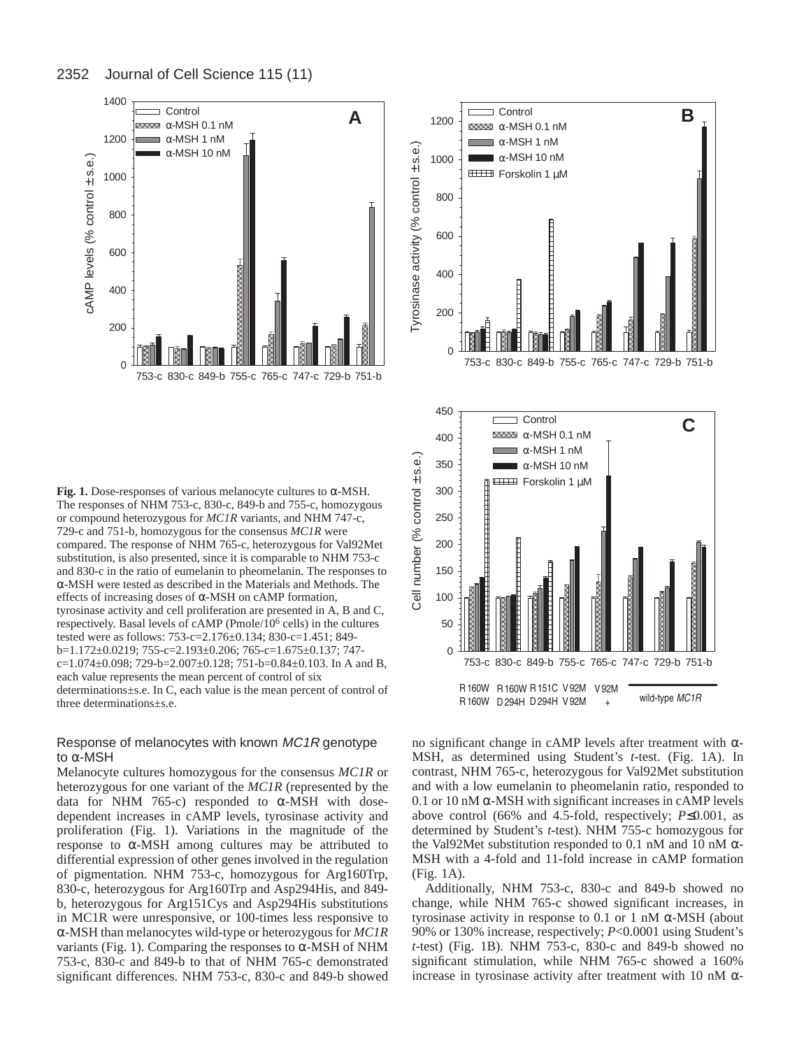**Fig. 1.** Dose-responses of various melanocyte cultures to α-MSH. The responses of NHM 753-c, 830-c, 849-b and 755-c, homozygous or compound heterozygous for *MC1R* variants, and NHM 747-c, 729-c and 751-b, homozygous for the consensus *MC1R* were compared. The response of NHM 765-c, heterozygous for Val92Met substitution, is also presented, since it is comparable to NHM 753-c and 830-c in the ratio of eumelanin to pheomelanin. The responses to α-MSH were tested as described in the Materials and Methods. The effects of increasing doses of α-MSH on cAMP formation, tyrosinase activity and cell proliferation are presented in A, B and C, respectively. Basal levels of cAMP (Pmole/$10^6$ cells) in the cultures tested were as follows: 753-c=2.176±0.134; 830-c=1.451; 849-b=1.172±0.0219; 755-c=2.193±0.206; 765-c=1.675±0.137; 747-c=1.074±0.098; 729-b=2.007±0.128; 751-b=0.84±0.103. In A and B, each value represents the mean percent of control of six determinations±s.e. In C, each value is the mean percent of control of three determinations±s.e.

### Response of melanocytes with known *MC1R* genotype to α-MSH

Melanocyte cultures homozygous for the consensus *MC1R* or heterozygous for one variant of the *MC1R* (represented by the data for NHM 765-c) responded to α-MSH with dose-dependent increases in cAMP levels, tyrosinase activity and proliferation (Fig. 1). Variations in the magnitude of the response to α-MSH among cultures may be attributed to differential expression of other genes involved in the regulation of pigmentation. NHM 753-c, homozygous for Arg160Trp, 830-c, heterozygous for Arg160Trp and Asp294His, and 849-b, heterozygous for Arg151Cys and Asp294His substitutions in MC1R were unresponsive, or 100-times less responsive to α-MSH than melanocytes wild-type or heterozygous for *MC1R* variants (Fig. 1). Comparing the responses to α-MSH of NHM 753-c, 830-c and 849-b to that of NHM 765-c demonstrated significant differences. NHM 753-c, 830-c and 849-b showed no significant change in cAMP levels after treatment with α-MSH, as determined using Student's *t*-test. (Fig. 1A). In contrast, NHM 765-c, heterozygous for Val92Met substitution and with a low eumelanin to pheomelanin ratio, responded to 0.1 or 10 nM α-MSH with significant increases in cAMP levels above control (66% and 4.5-fold, respectively; $P\leq0.001$, as determined by Student's *t*-test). NHM 755-c homozygous for the Val92Met substitution responded to 0.1 nM and 10 nM α-MSH with a 4-fold and 11-fold increase in cAMP formation (Fig. 1A).

Additionally, NHM 753-c, 830-c and 849-b showed no change, while NHM 765-c showed significant increases, in tyrosinase activity in response to 0.1 or 1 nM α-MSH (about 90% or 130% increase, respectively; $P<0.0001$ using Student's *t*-test) (Fig. 1B). NHM 753-c, 830-c and 849-b showed no significant stimulation, while NHM 765-c showed a 160% increase in tyrosinase activity after treatment with 10 nM α-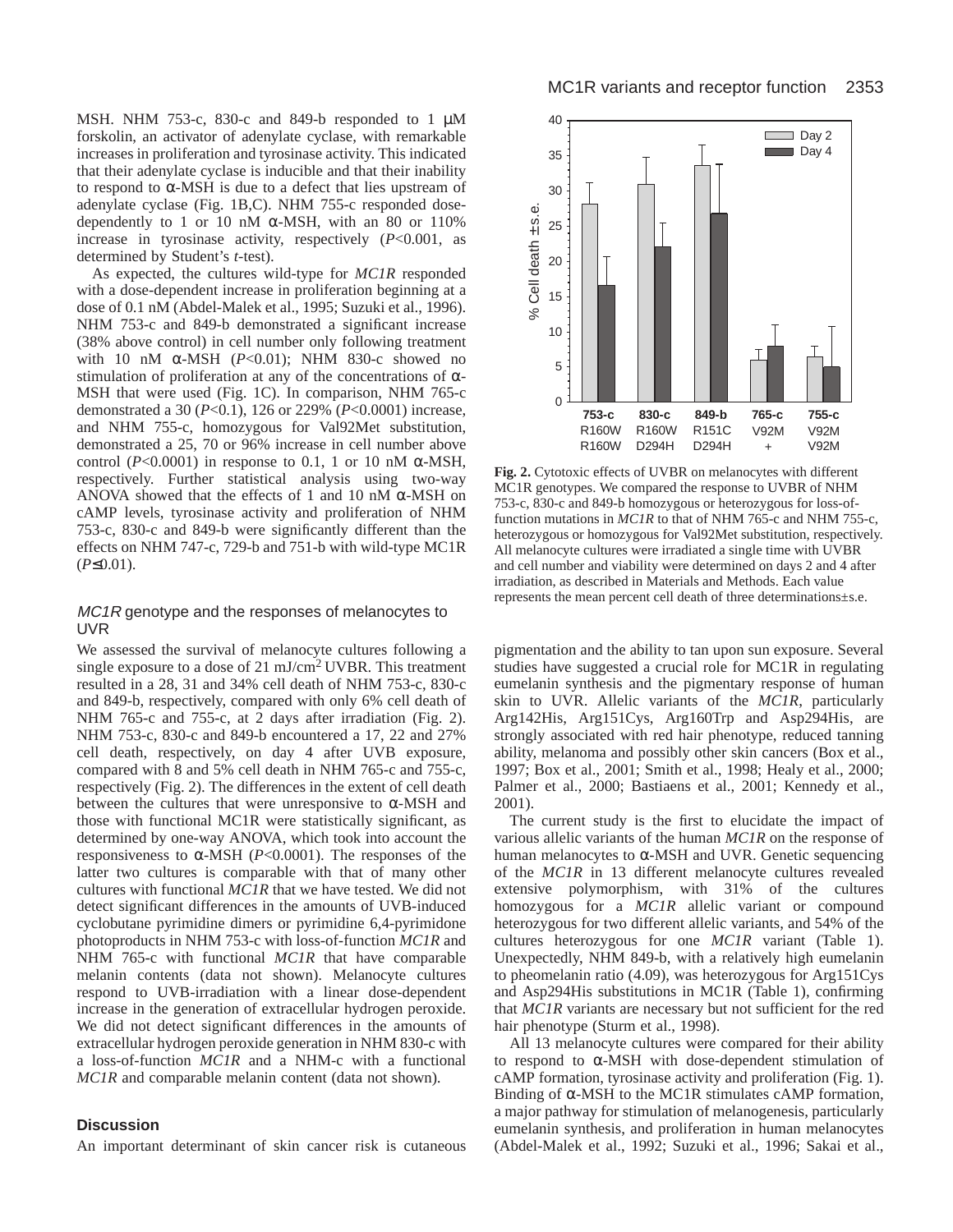MSH. NHM 753-c, 830-c and 849-b responded to 1 μM forskolin, an activator of adenylate cyclase, with remarkable increases in proliferation and tyrosinase activity. This indicated that their adenylate cyclase is inducible and that their inability to respond to α-MSH is due to a defect that lies upstream of adenylate cyclase (Fig. 1B,C). NHM 755-c responded dose-dependently to 1 or 10 nM α-MSH, with an 80 or 110% increase in tyrosinase activity, respectively ($P$<0.001, as determined by Student's $t$-test).

As expected, the cultures wild-type for *MC1R* responded with a dose-dependent increase in proliferation beginning at a dose of 0.1 nM (Abdel-Malek et al., 1995; Suzuki et al., 1996). NHM 753-c and 849-b demonstrated a significant increase (38% above control) in cell number only following treatment with 10 nM α-MSH ($P$<0.01); NHM 830-c showed no stimulation of proliferation at any of the concentrations of α-MSH that were used (Fig. 1C). In comparison, NHM 765-c demonstrated a 30 ($P$<0.1), 126 or 229% ($P$<0.0001) increase, and NHM 755-c, homozygous for Val92Met substitution, demonstrated a 25, 70 or 96% increase in cell number above control ($P$<0.0001) in response to 0.1, 1 or 10 nM α-MSH, respectively. Further statistical analysis using two-way ANOVA showed that the effects of 1 and 10 nM α-MSH on cAMP levels, tyrosinase activity and proliferation of NHM 753-c, 830-c and 849-b were significantly different than the effects on NHM 747-c, 729-b and 751-b with wild-type MC1R ($P$≤0.01).

### *MC1R* genotype and the responses of melanocytes to UVR

We assessed the survival of melanocyte cultures following a single exposure to a dose of 21 mJ/cm$^2$ UVBR. This treatment resulted in a 28, 31 and 34% cell death of NHM 753-c, 830-c and 849-b, respectively, compared with only 6% cell death of NHM 765-c and 755-c, at 2 days after irradiation (Fig. 2). NHM 753-c, 830-c and 849-b encountered a 17, 22 and 27% cell death, respectively, on day 4 after UVB exposure, compared with 8 and 5% cell death in NHM 765-c and 755-c, respectively (Fig. 2). The differences in the extent of cell death between the cultures that were unresponsive to α-MSH and those with functional MC1R were statistically significant, as determined by one-way ANOVA, which took into account the responsiveness to α-MSH ($P$<0.0001). The responses of the latter two cultures is comparable with that of many other cultures with functional *MC1R* that we have tested. We did not detect significant differences in the amounts of UVB-induced cyclobutane pyrimidine dimers or pyrimidine 6,4-pyrimidone photoproducts in NHM 753-c with loss-of-function *MC1R* and NHM 765-c with functional *MC1R* that have comparable melanin contents (data not shown). Melanocyte cultures respond to UVB-irradiation with a linear dose-dependent increase in the generation of extracellular hydrogen peroxide. We did not detect significant differences in the amounts of extracellular hydrogen peroxide generation in NHM 830-c with a loss-of-function *MC1R* and a NHM-c with a functional *MC1R* and comparable melanin content (data not shown).

**Fig. 2.** Cytotoxic effects of UVBR on melanocytes with different MC1R genotypes. We compared the response to UVBR of NHM 753-c, 830-c and 849-b homozygous or heterozygous for loss-of-function mutations in *MC1R* to that of NHM 765-c and NHM 755-c, heterozygous or homozygous for Val92Met substitution, respectively. All melanocyte cultures were irradiated a single time with UVBR and cell number and viability were determined on days 2 and 4 after irradiation, as described in Materials and Methods. Each value represents the mean percent cell death of three determinations±s.e.

## Discussion

An important determinant of skin cancer risk is cutaneous pigmentation and the ability to tan upon sun exposure. Several studies have suggested a crucial role for MC1R in regulating eumelanin synthesis and the pigmentary response of human skin to UVR. Allelic variants of the *MC1R*, particularly Arg142His, Arg151Cys, Arg160Trp and Asp294His, are strongly associated with red hair phenotype, reduced tanning ability, melanoma and possibly other skin cancers (Box et al., 1997; Box et al., 2001; Smith et al., 1998; Healy et al., 2000; Palmer et al., 2000; Bastiaens et al., 2001; Kennedy et al., 2001).

The current study is the first to elucidate the impact of various allelic variants of the human *MC1R* on the response of human melanocytes to α-MSH and UVR. Genetic sequencing of the *MC1R* in 13 different melanocyte cultures revealed extensive polymorphism, with 31% of the cultures homozygous for a *MC1R* allelic variant or compound heterozygous for two different allelic variants, and 54% of the cultures heterozygous for one *MC1R* variant (Table 1). Unexpectedly, NHM 849-b, with a relatively high eumelanin to pheomelanin ratio (4.09), was heterozygous for Arg151Cys and Asp294His substitutions in MC1R (Table 1), confirming that *MC1R* variants are necessary but not sufficient for the red hair phenotype (Sturm et al., 1998).

All 13 melanocyte cultures were compared for their ability to respond to α-MSH with dose-dependent stimulation of cAMP formation, tyrosinase activity and proliferation (Fig. 1). Binding of α-MSH to the MC1R stimulates cAMP formation, a major pathway for stimulation of melanogenesis, particularly eumelanin synthesis, and proliferation in human melanocytes (Abdel-Malek et al., 1992; Suzuki et al., 1996; Sakai et al.,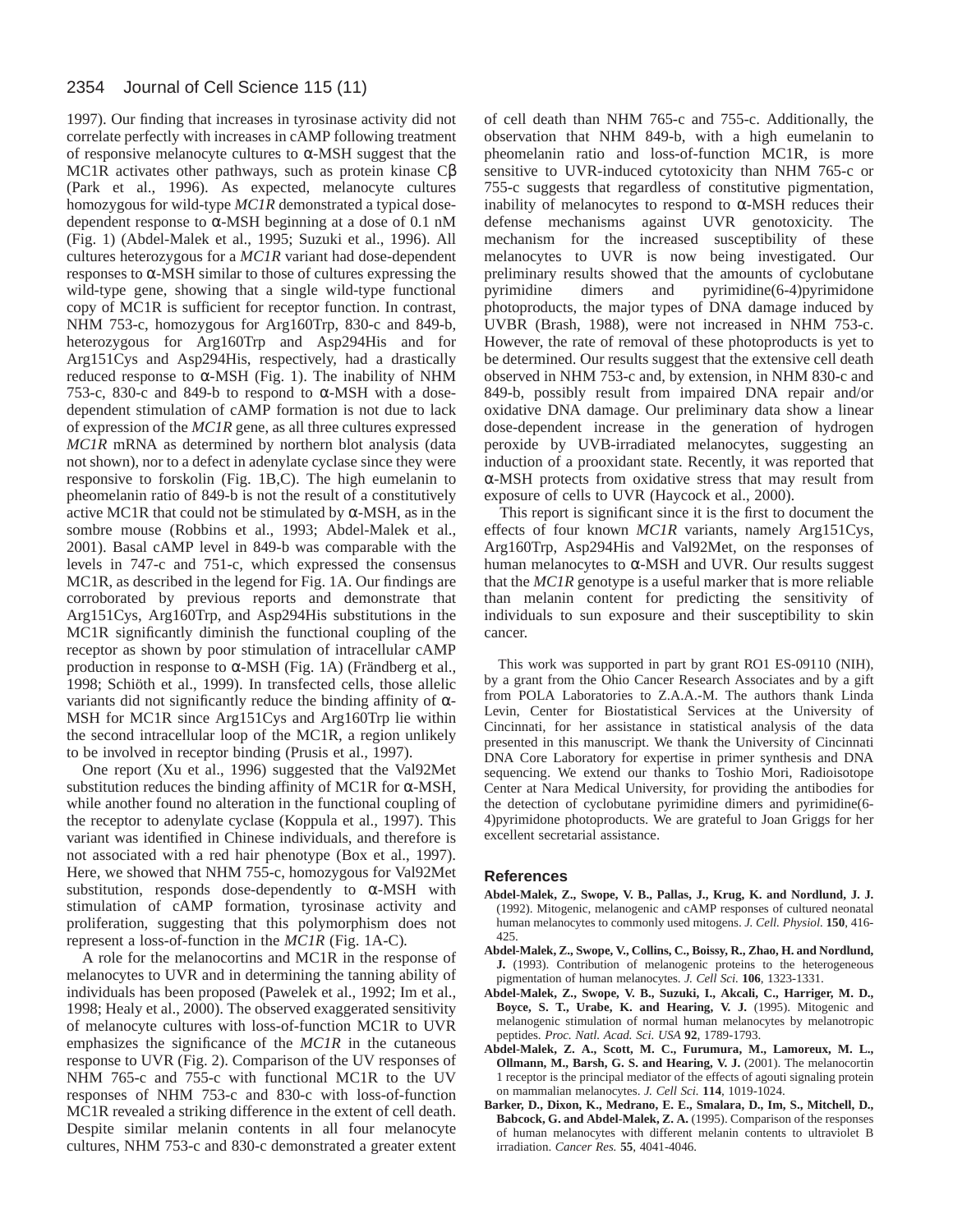1997). Our finding that increases in tyrosinase activity did not correlate perfectly with increases in cAMP following treatment of responsive melanocyte cultures to α-MSH suggest that the MC1R activates other pathways, such as protein kinase Cβ (Park et al., 1996). As expected, melanocyte cultures homozygous for wild-type *MC1R* demonstrated a typical dose-dependent response to α-MSH beginning at a dose of 0.1 nM (Fig. 1) (Abdel-Malek et al., 1995; Suzuki et al., 1996). All cultures heterozygous for a *MC1R* variant had dose-dependent responses to α-MSH similar to those of cultures expressing the wild-type gene, showing that a single wild-type functional copy of MC1R is sufficient for receptor function. In contrast, NHM 753-c, homozygous for Arg160Trp, 830-c and 849-b, heterozygous for Arg160Trp and Asp294His and for Arg151Cys and Asp294His, respectively, had a drastically reduced response to α-MSH (Fig. 1). The inability of NHM 753-c, 830-c and 849-b to respond to α-MSH with a dose-dependent stimulation of cAMP formation is not due to lack of expression of the *MC1R* gene, as all three cultures expressed *MC1R* mRNA as determined by northern blot analysis (data not shown), nor to a defect in adenylate cyclase since they were responsive to forskolin (Fig. 1B,C). The high eumelanin to pheomelanin ratio of 849-b is not the result of a constitutively active MC1R that could not be stimulated by α-MSH, as in the sombre mouse (Robbins et al., 1993; Abdel-Malek et al., 2001). Basal cAMP level in 849-b was comparable with the levels in 747-c and 751-c, which expressed the consensus MC1R, as described in the legend for Fig. 1A. Our findings are corroborated by previous reports and demonstrate that Arg151Cys, Arg160Trp, and Asp294His substitutions in the MC1R significantly diminish the functional coupling of the receptor as shown by poor stimulation of intracellular cAMP production in response to α-MSH (Fig. 1A) (Frändberg et al., 1998; Schiöth et al., 1999). In transfected cells, those allelic variants did not significantly reduce the binding affinity of α-MSH for MC1R since Arg151Cys and Arg160Trp lie within the second intracellular loop of the MC1R, a region unlikely to be involved in receptor binding (Prusis et al., 1997).

One report (Xu et al., 1996) suggested that the Val92Met substitution reduces the binding affinity of MC1R for α-MSH, while another found no alteration in the functional coupling of the receptor to adenylate cyclase (Koppula et al., 1997). This variant was identified in Chinese individuals, and therefore is not associated with a red hair phenotype (Box et al., 1997). Here, we showed that NHM 755-c, homozygous for Val92Met substitution, responds dose-dependently to α-MSH with stimulation of cAMP formation, tyrosinase activity and proliferation, suggesting that this polymorphism does not represent a loss-of-function in the *MC1R* (Fig. 1A-C).

A role for the melanocortins and MC1R in the response of melanocytes to UVR and in determining the tanning ability of individuals has been proposed (Pawelek et al., 1992; Im et al., 1998; Healy et al., 2000). The observed exaggerated sensitivity of melanocyte cultures with loss-of-function MC1R to UVR emphasizes the significance of the *MC1R* in the cutaneous response to UVR (Fig. 2). Comparison of the UV responses of NHM 765-c and 755-c with functional MC1R to the UV responses of NHM 753-c and 830-c with loss-of-function MC1R revealed a striking difference in the extent of cell death. Despite similar melanin contents in all four melanocyte cultures, NHM 753-c and 830-c demonstrated a greater extent of cell death than NHM 765-c and 755-c. Additionally, the observation that NHM 849-b, with a high eumelanin to pheomelanin ratio and loss-of-function MC1R, is more sensitive to UVR-induced cytotoxicity than NHM 765-c or 755-c suggests that regardless of constitutive pigmentation, inability of melanocytes to respond to α-MSH reduces their defense mechanisms against UVR genotoxicity. The mechanism for the increased susceptibility of these melanocytes to UVR is now being investigated. Our preliminary results showed that the amounts of cyclobutane pyrimidine dimers and pyrimidine(6-4)pyrimidone photoproducts, the major types of DNA damage induced by UVBR (Brash, 1988), were not increased in NHM 753-c. However, the rate of removal of these photoproducts is yet to be determined. Our results suggest that the extensive cell death observed in NHM 753-c and, by extension, in NHM 830-c and 849-b, possibly result from impaired DNA repair and/or oxidative DNA damage. Our preliminary data show a linear dose-dependent increase in the generation of hydrogen peroxide by UVB-irradiated melanocytes, suggesting an induction of a prooxidant state. Recently, it was reported that α-MSH protects from oxidative stress that may result from exposure of cells to UVR (Haycock et al., 2000).

This report is significant since it is the first to document the effects of four known *MC1R* variants, namely Arg151Cys, Arg160Trp, Asp294His and Val92Met, on the responses of human melanocytes to α-MSH and UVR. Our results suggest that the *MC1R* genotype is a useful marker that is more reliable than melanin content for predicting the sensitivity of individuals to sun exposure and their susceptibility to skin cancer.

This work was supported in part by grant RO1 ES-09110 (NIH), by a grant from the Ohio Cancer Research Associates and by a gift from POLA Laboratories to Z.A.A.-M. The authors thank Linda Levin, Center for Biostatistical Services at the University of Cincinnati, for her assistance in statistical analysis of the data presented in this manuscript. We thank the University of Cincinnati DNA Core Laboratory for expertise in primer synthesis and DNA sequencing. We extend our thanks to Toshio Mori, Radioisotope Center at Nara Medical University, for providing the antibodies for the detection of cyclobutane pyrimidine dimers and pyrimidine(6-4)pyrimidone photoproducts. We are grateful to Joan Griggs for her excellent secretarial assistance.

## References

**Abdel-Malek, Z., Swope, V. B., Pallas, J., Krug, K. and Nordlund, J. J.** (1992). Mitogenic, melanogenic and cAMP responses of cultured neonatal human melanocytes to commonly used mitogens. *J. Cell. Physiol.* **150**, 416-425.

**Abdel-Malek, Z., Swope, V., Collins, C., Boissy, R., Zhao, H. and Nordlund, J.** (1993). Contribution of melanogenic proteins to the heterogeneous pigmentation of human melanocytes. *J. Cell Sci.* **106**, 1323-1331.

**Abdel-Malek, Z., Swope, V. B., Suzuki, I., Akcali, C., Harriger, M. D., Boyce, S. T., Urabe, K. and Hearing, V. J.** (1995). Mitogenic and melanogenic stimulation of normal human melanocytes by melanotropic peptides. *Proc. Natl. Acad. Sci. USA* **92**, 1789-1793.

**Abdel-Malek, Z. A., Scott, M. C., Furumura, M., Lamoreux, M. L., Ollmann, M., Barsh, G. S. and Hearing, V. J.** (2001). The melanocortin 1 receptor is the principal mediator of the effects of agouti signaling protein on mammalian melanocytes. *J. Cell Sci.* **114**, 1019-1024.

**Barker, D., Dixon, K., Medrano, E. E., Smalara, D., Im, S., Mitchell, D., Babcock, G. and Abdel-Malek, Z. A.** (1995). Comparison of the responses of human melanocytes with different melanin contents to ultraviolet B irradiation. *Cancer Res.* **55**, 4041-4046.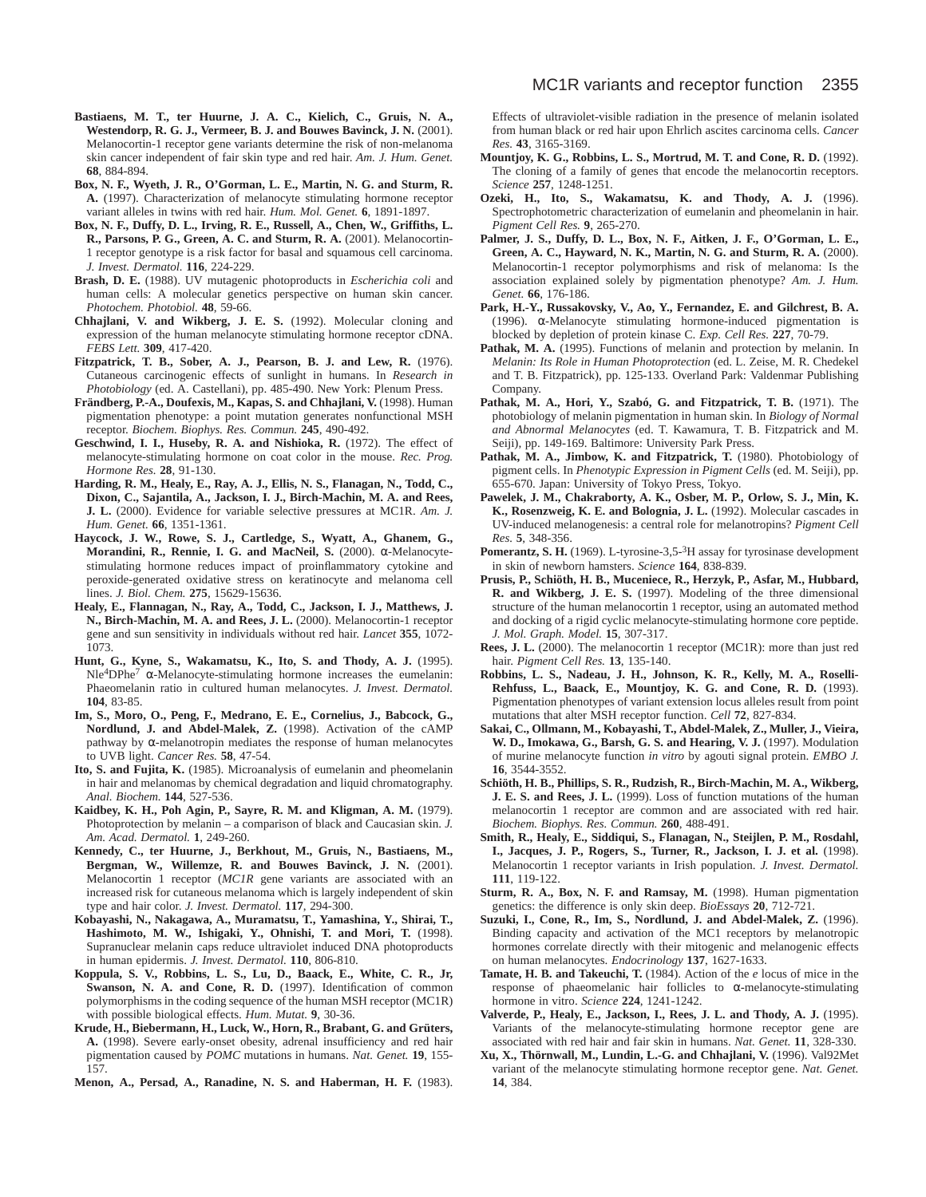**Bastiaens, M. T., ter Huurne, J. A. C., Kielich, C., Gruis, N. A., Westendorp, R. G. J., Vermeer, B. J. and Bouwes Bavinck, J. N.** (2001). Melanocortin-1 receptor gene variants determine the risk of non-melanoma skin cancer independent of fair skin type and red hair. *Am. J. Hum. Genet.* **68**, 884-894.

**Box, N. F., Wyeth, J. R., O'Gorman, L. E., Martin, N. G. and Sturm, R. A.** (1997). Characterization of melanocyte stimulating hormone receptor variant alleles in twins with red hair. *Hum. Mol. Genet.* **6**, 1891-1897.

**Box, N. F., Duffy, D. L., Irving, R. E., Russell, A., Chen, W., Griffiths, L. R., Parsons, P. G., Green, A. C. and Sturm, R. A.** (2001). Melanocortin-1 receptor genotype is a risk factor for basal and squamous cell carcinoma. *J. Invest. Dermatol.* **116**, 224-229.

**Brash, D. E.** (1988). UV mutagenic photoproducts in *Escherichia coli* and human cells: A molecular genetics perspective on human skin cancer. *Photochem. Photobiol.* **48**, 59-66.

**Chhajlani, V. and Wikberg, J. E. S.** (1992). Molecular cloning and expression of the human melanocyte stimulating hormone receptor cDNA. *FEBS Lett.* **309**, 417-420.

**Fitzpatrick, T. B., Sober, A. J., Pearson, B. J. and Lew, R.** (1976). Cutaneous carcinogenic effects of sunlight in humans. In *Research in Photobiology* (ed. A. Castellani), pp. 485-490. New York: Plenum Press.

**Frändberg, P.-A., Doufexis, M., Kapas, S. and Chhajlani, V.** (1998). Human pigmentation phenotype: a point mutation generates nonfunctional MSH receptor. *Biochem. Biophys. Res. Commun.* **245**, 490-492.

**Geschwind, I. I., Huseby, R. A. and Nishioka, R.** (1972). The effect of melanocyte-stimulating hormone on coat color in the mouse. *Rec. Prog. Hormone Res.* **28**, 91-130.

**Harding, R. M., Healy, E., Ray, A. J., Ellis, N. S., Flanagan, N., Todd, C., Dixon, C., Sajantila, A., Jackson, I. J., Birch-Machin, M. A. and Rees, J. L.** (2000). Evidence for variable selective pressures at MC1R. *Am. J. Hum. Genet.* **66**, 1351-1361.

**Haycock, J. W., Rowe, S. J., Cartledge, S., Wyatt, A., Ghanem, G., Morandini, R., Rennie, I. G. and MacNeil, S.** (2000). α-Melanocyte-stimulating hormone reduces impact of proinflammatory cytokine and peroxide-generated oxidative stress on keratinocyte and melanoma cell lines. *J. Biol. Chem.* **275**, 15629-15636.

**Healy, E., Flannagan, N., Ray, A., Todd, C., Jackson, I. J., Matthews, J. N., Birch-Machin, M. A. and Rees, J. L.** (2000). Melanocortin-1 receptor gene and sun sensitivity in individuals without red hair. *Lancet* **355**, 1072-1073.

**Hunt, G., Kyne, S., Wakamatsu, K., Ito, S. and Thody, A. J.** (1995). $Nle^4DPhe^7$ α-Melanocyte-stimulating hormone increases the eumelanin: Phaeomelanin ratio in cultured human melanocytes. *J. Invest. Dermatol.* **104**, 83-85.

**Im, S., Moro, O., Peng, F., Medrano, E. E., Cornelius, J., Babcock, G., Nordlund, J. and Abdel-Malek, Z.** (1998). Activation of the cAMP pathway by α-melanotropin mediates the response of human melanocytes to UVB light. *Cancer Res.* **58**, 47-54.

**Ito, S. and Fujita, K.** (1985). Microanalysis of eumelanin and pheomelanin in hair and melanomas by chemical degradation and liquid chromatography. *Anal. Biochem.* **144**, 527-536.

**Kaidbey, K. H., Poh Agin, P., Sayre, R. M. and Kligman, A. M.** (1979). Photoprotection by melanin – a comparison of black and Caucasian skin. *J. Am. Acad. Dermatol.* **1**, 249-260.

**Kennedy, C., ter Huurne, J., Berkhout, M., Gruis, N., Bastiaens, M., Bergman, W., Willemze, R. and Bouwes Bavinck, J. N.** (2001). Melanocortin 1 receptor (*MC1R* gene variants are associated with an increased risk for cutaneous melanoma which is largely independent of skin type and hair color. *J. Invest. Dermatol.* **117**, 294-300.

**Kobayashi, N., Nakagawa, A., Muramatsu, T., Yamashina, Y., Shirai, T., Hashimoto, M. W., Ishigaki, Y., Ohnishi, T. and Mori, T.** (1998). Supranuclear melanin caps reduce ultraviolet induced DNA photoproducts in human epidermis. *J. Invest. Dermatol.* **110**, 806-810.

**Koppula, S. V., Robbins, L. S., Lu, D., Baack, E., White, C. R., Jr, Swanson, N. A. and Cone, R. D.** (1997). Identification of common polymorphisms in the coding sequence of the human MSH receptor (MC1R) with possible biological effects. *Hum. Mutat.* **9**, 30-36.

**Krude, H., Biebermann, H., Luck, W., Horn, R., Brabant, G. and Grüters, A.** (1998). Severe early-onset obesity, adrenal insufficiency and red hair pigmentation caused by *POMC* mutations in humans. *Nat. Genet.* **19**, 155-157.

**Menon, A., Persad, A., Ranadine, N. S. and Haberman, H. F.** (1983). Effects of ultraviolet-visible radiation in the presence of melanin isolated from human black or red hair upon Ehrlich ascites carcinoma cells. *Cancer Res.* **43**, 3165-3169.

**Mountjoy, K. G., Robbins, L. S., Mortrud, M. T. and Cone, R. D.** (1992). The cloning of a family of genes that encode the melanocortin receptors. *Science* **257**, 1248-1251.

**Ozeki, H., Ito, S., Wakamatsu, K. and Thody, A. J.** (1996). Spectrophotometric characterization of eumelanin and pheomelanin in hair. *Pigment Cell Res.* **9**, 265-270.

**Palmer, J. S., Duffy, D. L., Box, N. F., Aitken, J. F., O'Gorman, L. E., Green, A. C., Hayward, N. K., Martin, N. G. and Sturm, R. A.** (2000). Melanocortin-1 receptor polymorphisms and risk of melanoma: Is the association explained solely by pigmentation phenotype? *Am. J. Hum. Genet.* **66**, 176-186.

**Park, H.-Y., Russakovsky, V., Ao, Y., Fernandez, E. and Gilchrest, B. A.** (1996). α-Melanocyte stimulating hormone-induced pigmentation is blocked by depletion of protein kinase C. *Exp. Cell Res.* **227**, 70-79.

**Pathak, M. A.** (1995). Functions of melanin and protection by melanin. In *Melanin: Its Role in Human Photoprotection* (ed. L. Zeise, M. R. Chedekel and T. B. Fitzpatrick), pp. 125-133. Overland Park: Valdenmar Publishing Company.

**Pathak, M. A., Hori, Y., Szabó, G. and Fitzpatrick, T. B.** (1971). The photobiology of melanin pigmentation in human skin. In *Biology of Normal and Abnormal Melanocytes* (ed. T. Kawamura, T. B. Fitzpatrick and M. Seiji), pp. 149-169. Baltimore: University Park Press.

**Pathak, M. A., Jimbow, K. and Fitzpatrick, T.** (1980). Photobiology of pigment cells. In *Phenotypic Expression in Pigment Cells* (ed. M. Seiji), pp. 655-670. Japan: University of Tokyo Press, Tokyo.

**Pawelek, J. M., Chakraborty, A. K., Osber, M. P., Orlow, S. J., Min, K. K., Rosenzweig, K. E. and Bolognia, J. L.** (1992). Molecular cascades in UV-induced melanogenesis: a central role for melanotropins? *Pigment Cell Res.* **5**, 348-356.

**Pomerantz, S. H.** (1969). L-tyrosine-3,5-$^3$H assay for tyrosinase development in skin of newborn hamsters. *Science* **164**, 838-839.

**Prusis, P., Schiöth, H. B., Muceniece, R., Herzyk, P., Asfar, M., Hubbard, R. and Wikberg, J. E. S.** (1997). Modeling of the three dimensional structure of the human melanocortin 1 receptor, using an automated method and docking of a rigid cyclic melanocyte-stimulating hormone core peptide. *J. Mol. Graph. Model.* **15**, 307-317.

**Rees, J. L.** (2000). The melanocortin 1 receptor (MC1R): more than just red hair. *Pigment Cell Res.* **13**, 135-140.

**Robbins, L. S., Nadeau, J. H., Johnson, K. R., Kelly, M. A., Roselli-Rehfuss, L., Baack, E., Mountjoy, K. G. and Cone, R. D.** (1993). Pigmentation phenotypes of variant extension locus alleles result from point mutations that alter MSH receptor function. *Cell* **72**, 827-834.

**Sakai, C., Ollmann, M., Kobayashi, T., Abdel-Malek, Z., Muller, J., Vieira, W. D., Imokawa, G., Barsh, G. S. and Hearing, V. J.** (1997). Modulation of murine melanocyte function *in vitro* by agouti signal protein. *EMBO J.* **16**, 3544-3552.

**Schiöth, H. B., Phillips, S. R., Rudzish, R., Birch-Machin, M. A., Wikberg, J. E. S. and Rees, J. L.** (1999). Loss of function mutations of the human melanocortin 1 receptor are common and are associated with red hair. *Biochem. Biophys. Res. Commun.* **260**, 488-491.

**Smith, R., Healy, E., Siddiqui, S., Flanagan, N., Steijlen, P. M., Rosdahl, I., Jacques, J. P., Rogers, S., Turner, R., Jackson, I. J. et al.** (1998). Melanocortin 1 receptor variants in Irish population. *J. Invest. Dermatol.* **111**, 119-122.

**Sturm, R. A., Box, N. F. and Ramsay, M.** (1998). Human pigmentation genetics: the difference is only skin deep. *BioEssays* **20**, 712-721.

**Suzuki, I., Cone, R., Im, S., Nordlund, J. and Abdel-Malek, Z.** (1996). Binding capacity and activation of the MC1 receptors by melanotropic hormones correlate directly with their mitogenic and melanogenic effects on human melanocytes. *Endocrinology* **137**, 1627-1633.

**Tamate, H. B. and Takeuchi, T.** (1984). Action of the *e* locus of mice in the response of phaeomelanic hair follicles to α-melanocyte-stimulating hormone in vitro. *Science* **224**, 1241-1242.

**Valverde, P., Healy, E., Jackson, I., Rees, J. L. and Thody, A. J.** (1995). Variants of the melanocyte-stimulating hormone receptor gene are associated with red hair and fair skin in humans. *Nat. Genet.* **11**, 328-330.

**Xu, X., Thörnwall, M., Lundin, L.-G. and Chhajlani, V.** (1996). Val92Met variant of the melanocyte stimulating hormone receptor gene. *Nat. Genet.* **14**, 384.